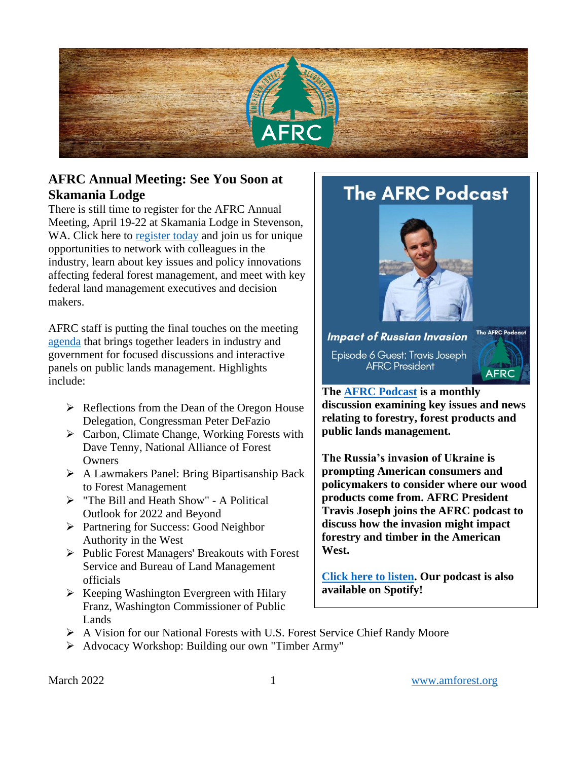## AFRC Annual Meeting: See You Soon at Skamania Lodge

There is still time to register for the AFRC Annual Meeting, April 19-22 at Skamania Lodge in Stevenson, WA. Click here to register today and join us for unique opportunities to network with colleagues in the industry, learn about key issues and policy innovations affecting federal forest management, and meet with key federal land management executives and decision makers.

AFRC staff is putting the final touches on the meeting agenda that brings together leaders in industry and government for focused discussions and interactive panels on public lands management. Highlights include:

- Reflections from the Dean of the Oregon House Delegation, Congressman Peter DeFazio
- Carbon, Climate Change, Working Forests with Dave Tenny, National Alliance of Forest Owners
- A Lawmakers Panel: Bring Bipartisanship Back to Forest Management
- "The Bill and Heath Show" - A Political Outlook for 2022 and Beyond
- Partnering for Success: Good Neighbor Authority in the West
- Public Forest Managers' Breakouts with Forest Service and Bureau of Land Management officials
- Keeping Washington Evergreen with Hilary Franz, Washington Commissioner of Public Lands
- A Vision for our National Forests with U.S. Forest Service Chief Randy Moore
- Advocacy Workshop: Building our own "Timber Army"

## The AFRC Podcast

*Impact of Russian Invasion*

Episode 6 Guest: Travis Joseph, AFRC President

**The AFRC Podcast is a monthly discussion examining key issues and news relating to forestry, forest products and public lands management.**

**The Russia's invasion of Ukraine is prompting American consumers and policymakers to consider where our wood products come from. AFRC President Travis Joseph joins the AFRC podcast to discuss how the invasion might impact forestry and timber in the American West.**

**Click here to listen. Our podcast is also available on Spotify!**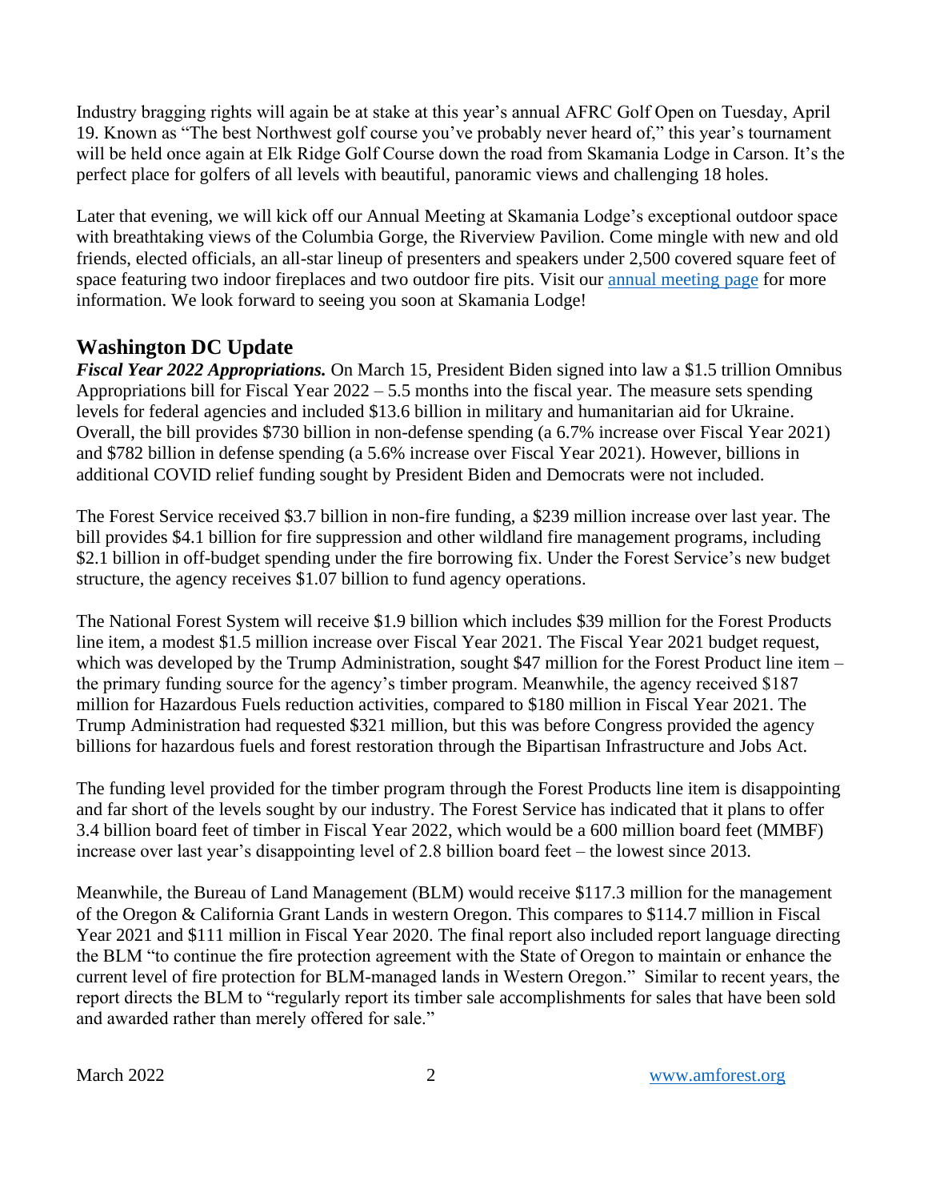Industry bragging rights will again be at stake at this year's annual AFRC Golf Open on Tuesday, April 19. Known as "The best Northwest golf course you've probably never heard of," this year's tournament will be held once again at Elk Ridge Golf Course down the road from Skamania Lodge in Carson. It's the perfect place for golfers of all levels with beautiful, panoramic views and challenging 18 holes.

Later that evening, we will kick off our Annual Meeting at Skamania Lodge's exceptional outdoor space with breathtaking views of the Columbia Gorge, the Riverview Pavilion. Come mingle with new and old friends, elected officials, an all-star lineup of presenters and speakers under 2,500 covered square feet of space featuring two indoor fireplaces and two outdoor fire pits. Visit our annual meeting page for more information. We look forward to seeing you soon at Skamania Lodge!

## Washington DC Update

***Fiscal Year 2022 Appropriations.*** On March 15, President Biden signed into law a $1.5 trillion Omnibus Appropriations bill for Fiscal Year 2022 – 5.5 months into the fiscal year. The measure sets spending levels for federal agencies and included $13.6 billion in military and humanitarian aid for Ukraine. Overall, the bill provides $730 billion in non-defense spending (a 6.7% increase over Fiscal Year 2021) and $782 billion in defense spending (a 5.6% increase over Fiscal Year 2021). However, billions in additional COVID relief funding sought by President Biden and Democrats were not included.

The Forest Service received $3.7 billion in non-fire funding, a $239 million increase over last year. The bill provides $4.1 billion for fire suppression and other wildland fire management programs, including $2.1 billion in off-budget spending under the fire borrowing fix. Under the Forest Service's new budget structure, the agency receives $1.07 billion to fund agency operations.

The National Forest System will receive $1.9 billion which includes $39 million for the Forest Products line item, a modest $1.5 million increase over Fiscal Year 2021. The Fiscal Year 2021 budget request, which was developed by the Trump Administration, sought $47 million for the Forest Product line item – the primary funding source for the agency's timber program. Meanwhile, the agency received $187 million for Hazardous Fuels reduction activities, compared to $180 million in Fiscal Year 2021. The Trump Administration had requested $321 million, but this was before Congress provided the agency billions for hazardous fuels and forest restoration through the Bipartisan Infrastructure and Jobs Act.

The funding level provided for the timber program through the Forest Products line item is disappointing and far short of the levels sought by our industry. The Forest Service has indicated that it plans to offer 3.4 billion board feet of timber in Fiscal Year 2022, which would be a 600 million board feet (MMBF) increase over last year's disappointing level of 2.8 billion board feet – the lowest since 2013.

Meanwhile, the Bureau of Land Management (BLM) would receive $117.3 million for the management of the Oregon & California Grant Lands in western Oregon. This compares to $114.7 million in Fiscal Year 2021 and $111 million in Fiscal Year 2020. The final report also included report language directing the BLM "to continue the fire protection agreement with the State of Oregon to maintain or enhance the current level of fire protection for BLM-managed lands in Western Oregon." Similar to recent years, the report directs the BLM to "regularly report its timber sale accomplishments for sales that have been sold and awarded rather than merely offered for sale."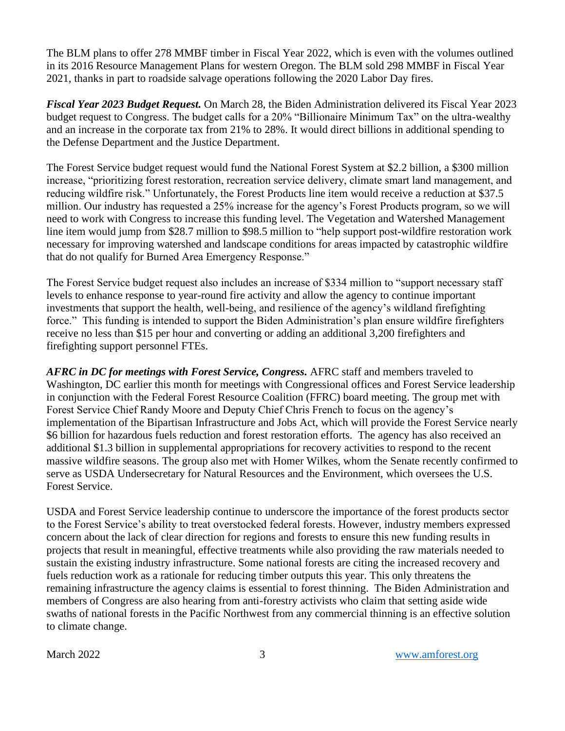The BLM plans to offer 278 MMBF timber in Fiscal Year 2022, which is even with the volumes outlined in its 2016 Resource Management Plans for western Oregon. The BLM sold 298 MMBF in Fiscal Year 2021, thanks in part to roadside salvage operations following the 2020 Labor Day fires.

***Fiscal Year 2023 Budget Request.*** On March 28, the Biden Administration delivered its Fiscal Year 2023 budget request to Congress. The budget calls for a 20% "Billionaire Minimum Tax" on the ultra-wealthy and an increase in the corporate tax from 21% to 28%. It would direct billions in additional spending to the Defense Department and the Justice Department.

The Forest Service budget request would fund the National Forest System at $2.2 billion, a $300 million increase, "prioritizing forest restoration, recreation service delivery, climate smart land management, and reducing wildfire risk." Unfortunately, the Forest Products line item would receive a reduction at $37.5 million. Our industry has requested a 25% increase for the agency's Forest Products program, so we will need to work with Congress to increase this funding level. The Vegetation and Watershed Management line item would jump from $28.7 million to $98.5 million to "help support post-wildfire restoration work necessary for improving watershed and landscape conditions for areas impacted by catastrophic wildfire that do not qualify for Burned Area Emergency Response."

The Forest Service budget request also includes an increase of $334 million to "support necessary staff levels to enhance response to year-round fire activity and allow the agency to continue important investments that support the health, well-being, and resilience of the agency's wildland firefighting force." This funding is intended to support the Biden Administration's plan ensure wildfire firefighters receive no less than $15 per hour and converting or adding an additional 3,200 firefighters and firefighting support personnel FTEs.

***AFRC in DC for meetings with Forest Service, Congress.*** AFRC staff and members traveled to Washington, DC earlier this month for meetings with Congressional offices and Forest Service leadership in conjunction with the Federal Forest Resource Coalition (FFRC) board meeting. The group met with Forest Service Chief Randy Moore and Deputy Chief Chris French to focus on the agency's implementation of the Bipartisan Infrastructure and Jobs Act, which will provide the Forest Service nearly $6 billion for hazardous fuels reduction and forest restoration efforts. The agency has also received an additional $1.3 billion in supplemental appropriations for recovery activities to respond to the recent massive wildfire seasons. The group also met with Homer Wilkes, whom the Senate recently confirmed to serve as USDA Undersecretary for Natural Resources and the Environment, which oversees the U.S. Forest Service.

USDA and Forest Service leadership continue to underscore the importance of the forest products sector to the Forest Service's ability to treat overstocked federal forests. However, industry members expressed concern about the lack of clear direction for regions and forests to ensure this new funding results in projects that result in meaningful, effective treatments while also providing the raw materials needed to sustain the existing industry infrastructure. Some national forests are citing the increased recovery and fuels reduction work as a rationale for reducing timber outputs this year. This only threatens the remaining infrastructure the agency claims is essential to forest thinning. The Biden Administration and members of Congress are also hearing from anti-forestry activists who claim that setting aside wide swaths of national forests in the Pacific Northwest from any commercial thinning is an effective solution to climate change.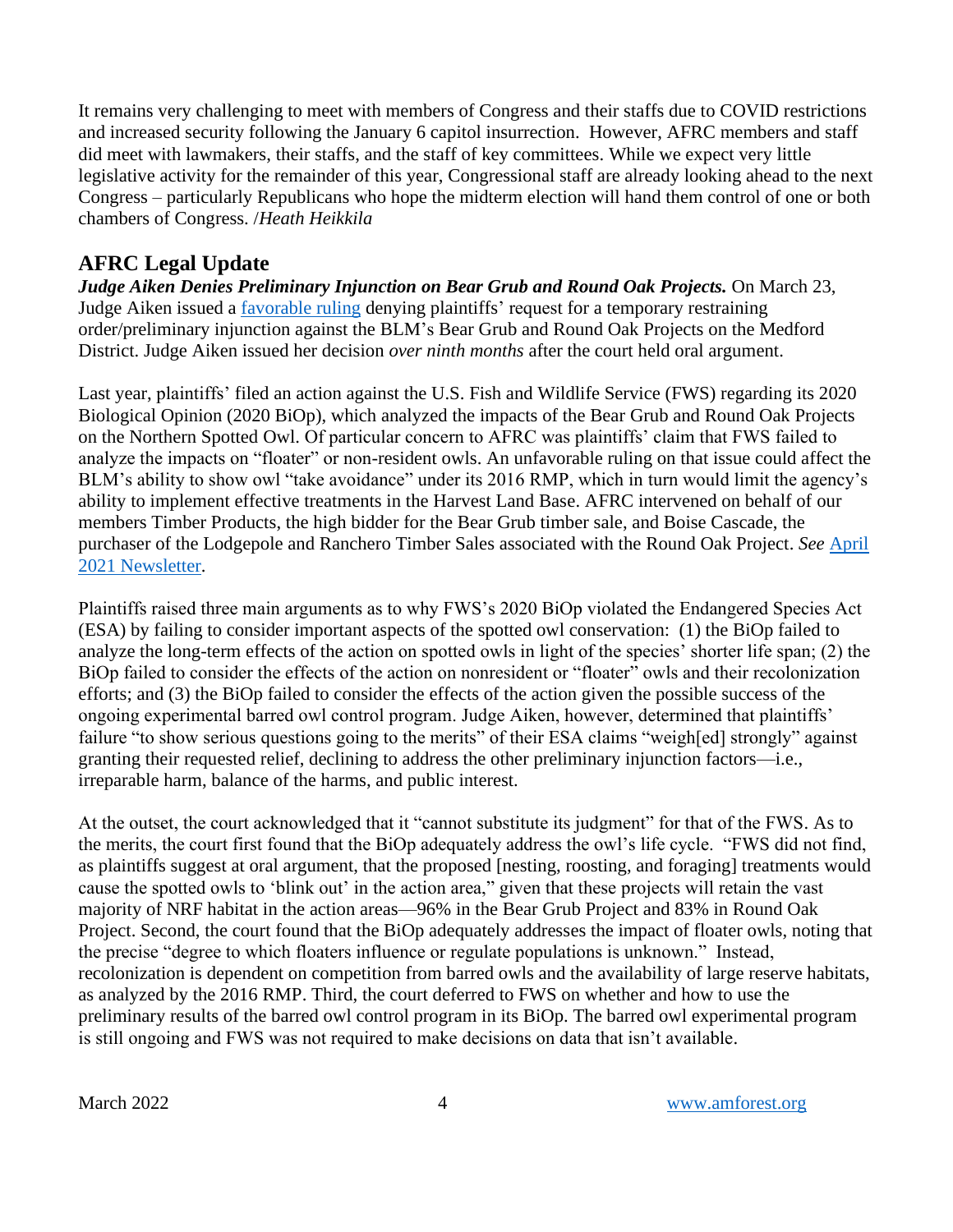It remains very challenging to meet with members of Congress and their staffs due to COVID restrictions and increased security following the January 6 capitol insurrection. However, AFRC members and staff did meet with lawmakers, their staffs, and the staff of key committees. While we expect very little legislative activity for the remainder of this year, Congressional staff are already looking ahead to the next Congress – particularly Republicans who hope the midterm election will hand them control of one or both chambers of Congress. /*Heath Heikkila*

## AFRC Legal Update

***Judge Aiken Denies Preliminary Injunction on Bear Grub and Round Oak Projects.*** On March 23, Judge Aiken issued a favorable ruling denying plaintiffs' request for a temporary restraining order/preliminary injunction against the BLM's Bear Grub and Round Oak Projects on the Medford District. Judge Aiken issued her decision *over ninth months* after the court held oral argument.

Last year, plaintiffs' filed an action against the U.S. Fish and Wildlife Service (FWS) regarding its 2020 Biological Opinion (2020 BiOp), which analyzed the impacts of the Bear Grub and Round Oak Projects on the Northern Spotted Owl. Of particular concern to AFRC was plaintiffs' claim that FWS failed to analyze the impacts on "floater" or non-resident owls. An unfavorable ruling on that issue could affect the BLM's ability to show owl "take avoidance" under its 2016 RMP, which in turn would limit the agency's ability to implement effective treatments in the Harvest Land Base. AFRC intervened on behalf of our members Timber Products, the high bidder for the Bear Grub timber sale, and Boise Cascade, the purchaser of the Lodgepole and Ranchero Timber Sales associated with the Round Oak Project. *See* April 2021 Newsletter.

Plaintiffs raised three main arguments as to why FWS's 2020 BiOp violated the Endangered Species Act (ESA) by failing to consider important aspects of the spotted owl conservation: (1) the BiOp failed to analyze the long-term effects of the action on spotted owls in light of the species' shorter life span; (2) the BiOp failed to consider the effects of the action on nonresident or "floater" owls and their recolonization efforts; and (3) the BiOp failed to consider the effects of the action given the possible success of the ongoing experimental barred owl control program. Judge Aiken, however, determined that plaintiffs' failure "to show serious questions going to the merits" of their ESA claims "weigh[ed] strongly" against granting their requested relief, declining to address the other preliminary injunction factors—i.e., irreparable harm, balance of the harms, and public interest.

At the outset, the court acknowledged that it "cannot substitute its judgment" for that of the FWS. As to the merits, the court first found that the BiOp adequately address the owl's life cycle. "FWS did not find, as plaintiffs suggest at oral argument, that the proposed [nesting, roosting, and foraging] treatments would cause the spotted owls to 'blink out' in the action area," given that these projects will retain the vast majority of NRF habitat in the action areas—96% in the Bear Grub Project and 83% in Round Oak Project. Second, the court found that the BiOp adequately addresses the impact of floater owls, noting that the precise "degree to which floaters influence or regulate populations is unknown." Instead, recolonization is dependent on competition from barred owls and the availability of large reserve habitats, as analyzed by the 2016 RMP. Third, the court deferred to FWS on whether and how to use the preliminary results of the barred owl control program in its BiOp. The barred owl experimental program is still ongoing and FWS was not required to make decisions on data that isn't available.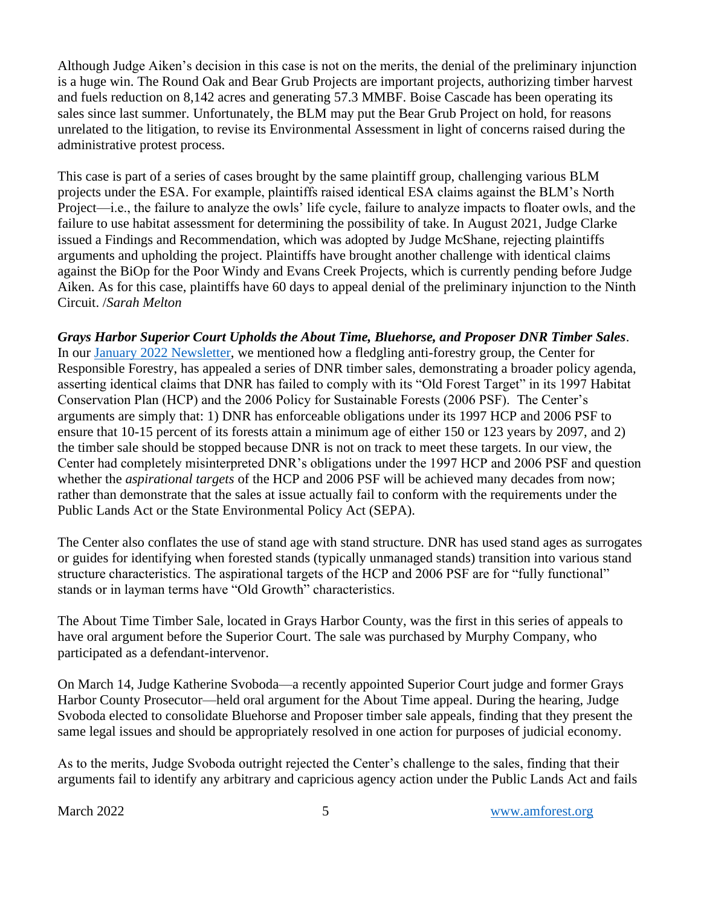Although Judge Aiken's decision in this case is not on the merits, the denial of the preliminary injunction is a huge win. The Round Oak and Bear Grub Projects are important projects, authorizing timber harvest and fuels reduction on 8,142 acres and generating 57.3 MMBF. Boise Cascade has been operating its sales since last summer. Unfortunately, the BLM may put the Bear Grub Project on hold, for reasons unrelated to the litigation, to revise its Environmental Assessment in light of concerns raised during the administrative protest process.

This case is part of a series of cases brought by the same plaintiff group, challenging various BLM projects under the ESA. For example, plaintiffs raised identical ESA claims against the BLM's North Project—i.e., the failure to analyze the owls' life cycle, failure to analyze impacts to floater owls, and the failure to use habitat assessment for determining the possibility of take. In August 2021, Judge Clarke issued a Findings and Recommendation, which was adopted by Judge McShane, rejecting plaintiffs arguments and upholding the project. Plaintiffs have brought another challenge with identical claims against the BiOp for the Poor Windy and Evans Creek Projects, which is currently pending before Judge Aiken. As for this case, plaintiffs have 60 days to appeal denial of the preliminary injunction to the Ninth Circuit. /*Sarah Melton*

***Grays Harbor Superior Court Upholds the About Time, Bluehorse, and Proposer DNR Timber Sales***. In our [January 2022 Newsletter](), we mentioned how a fledgling anti-forestry group, the Center for Responsible Forestry, has appealed a series of DNR timber sales, demonstrating a broader policy agenda, asserting identical claims that DNR has failed to comply with its "Old Forest Target" in its 1997 Habitat Conservation Plan (HCP) and the 2006 Policy for Sustainable Forests (2006 PSF). The Center's arguments are simply that: 1) DNR has enforceable obligations under its 1997 HCP and 2006 PSF to ensure that 10-15 percent of its forests attain a minimum age of either 150 or 123 years by 2097, and 2) the timber sale should be stopped because DNR is not on track to meet these targets. In our view, the Center had completely misinterpreted DNR's obligations under the 1997 HCP and 2006 PSF and question whether the *aspirational targets* of the HCP and 2006 PSF will be achieved many decades from now; rather than demonstrate that the sales at issue actually fail to conform with the requirements under the Public Lands Act or the State Environmental Policy Act (SEPA).

The Center also conflates the use of stand age with stand structure. DNR has used stand ages as surrogates or guides for identifying when forested stands (typically unmanaged stands) transition into various stand structure characteristics. The aspirational targets of the HCP and 2006 PSF are for "fully functional" stands or in layman terms have "Old Growth" characteristics.

The About Time Timber Sale, located in Grays Harbor County, was the first in this series of appeals to have oral argument before the Superior Court. The sale was purchased by Murphy Company, who participated as a defendant-intervenor.

On March 14, Judge Katherine Svoboda—a recently appointed Superior Court judge and former Grays Harbor County Prosecutor—held oral argument for the About Time appeal. During the hearing, Judge Svoboda elected to consolidate Bluehorse and Proposer timber sale appeals, finding that they present the same legal issues and should be appropriately resolved in one action for purposes of judicial economy.

As to the merits, Judge Svoboda outright rejected the Center's challenge to the sales, finding that their arguments fail to identify any arbitrary and capricious agency action under the Public Lands Act and fails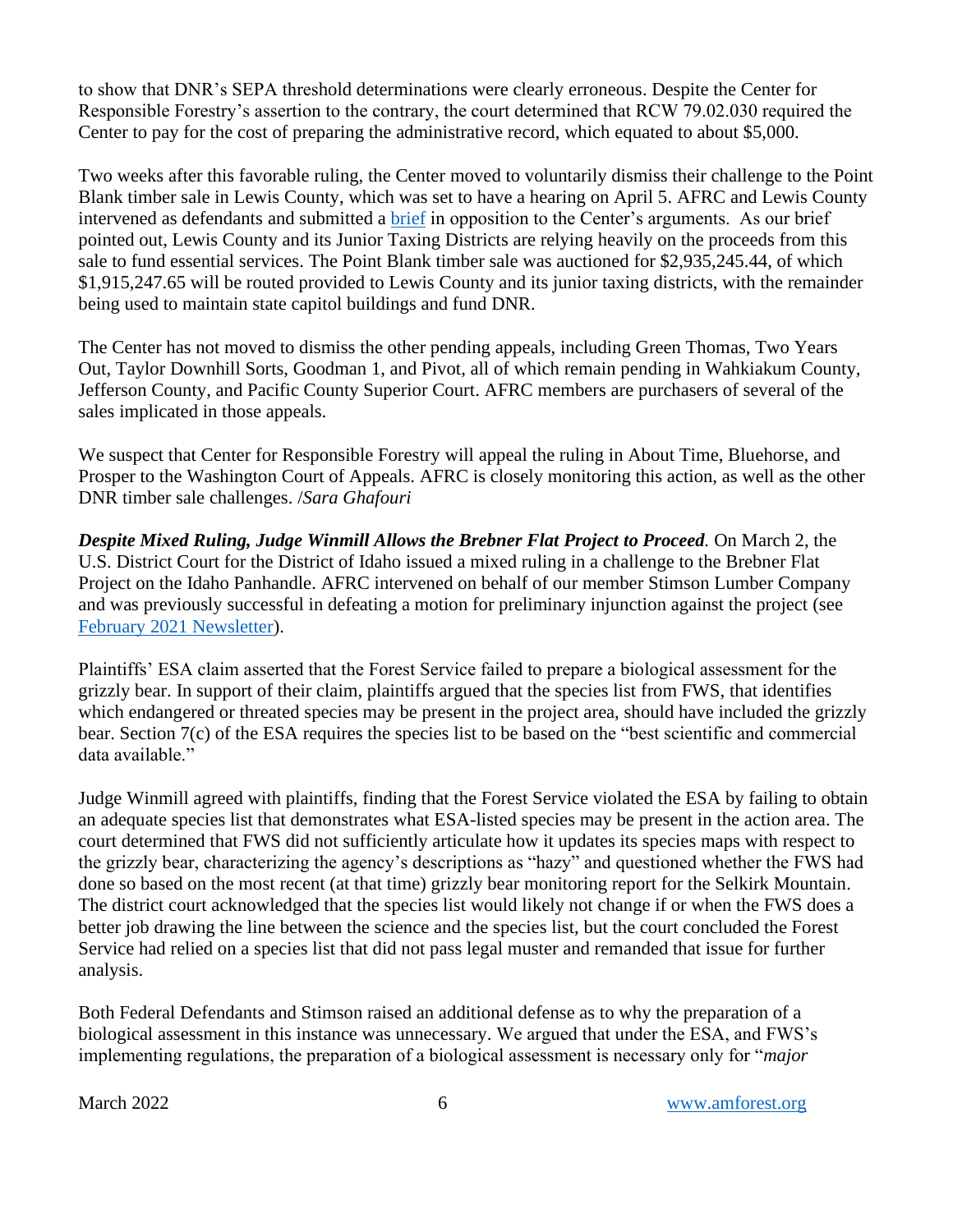to show that DNR's SEPA threshold determinations were clearly erroneous. Despite the Center for Responsible Forestry's assertion to the contrary, the court determined that RCW 79.02.030 required the Center to pay for the cost of preparing the administrative record, which equated to about $5,000.

Two weeks after this favorable ruling, the Center moved to voluntarily dismiss their challenge to the Point Blank timber sale in Lewis County, which was set to have a hearing on April 5. AFRC and Lewis County intervened as defendants and submitted a [brief](#) in opposition to the Center's arguments. As our brief pointed out, Lewis County and its Junior Taxing Districts are relying heavily on the proceeds from this sale to fund essential services. The Point Blank timber sale was auctioned for $2,935,245.44, of which $1,915,247.65 will be routed provided to Lewis County and its junior taxing districts, with the remainder being used to maintain state capitol buildings and fund DNR.

The Center has not moved to dismiss the other pending appeals, including Green Thomas, Two Years Out, Taylor Downhill Sorts, Goodman 1, and Pivot, all of which remain pending in Wahkiakum County, Jefferson County, and Pacific County Superior Court. AFRC members are purchasers of several of the sales implicated in those appeals.

We suspect that Center for Responsible Forestry will appeal the ruling in About Time, Bluehorse, and Prosper to the Washington Court of Appeals. AFRC is closely monitoring this action, as well as the other DNR timber sale challenges. /*Sara Ghafouri*

***Despite Mixed Ruling, Judge Winmill Allows the Brebner Flat Project to Proceed.*** On March 2, the U.S. District Court for the District of Idaho issued a mixed ruling in a challenge to the Brebner Flat Project on the Idaho Panhandle. AFRC intervened on behalf of our member Stimson Lumber Company and was previously successful in defeating a motion for preliminary injunction against the project (see [February 2021 Newsletter](#)).

Plaintiffs' ESA claim asserted that the Forest Service failed to prepare a biological assessment for the grizzly bear. In support of their claim, plaintiffs argued that the species list from FWS, that identifies which endangered or threated species may be present in the project area, should have included the grizzly bear. Section 7(c) of the ESA requires the species list to be based on the "best scientific and commercial data available."

Judge Winmill agreed with plaintiffs, finding that the Forest Service violated the ESA by failing to obtain an adequate species list that demonstrates what ESA-listed species may be present in the action area. The court determined that FWS did not sufficiently articulate how it updates its species maps with respect to the grizzly bear, characterizing the agency's descriptions as "hazy" and questioned whether the FWS had done so based on the most recent (at that time) grizzly bear monitoring report for the Selkirk Mountain. The district court acknowledged that the species list would likely not change if or when the FWS does a better job drawing the line between the science and the species list, but the court concluded the Forest Service had relied on a species list that did not pass legal muster and remanded that issue for further analysis.

Both Federal Defendants and Stimson raised an additional defense as to why the preparation of a biological assessment in this instance was unnecessary. We argued that under the ESA, and FWS's implementing regulations, the preparation of a biological assessment is necessary only for "*major*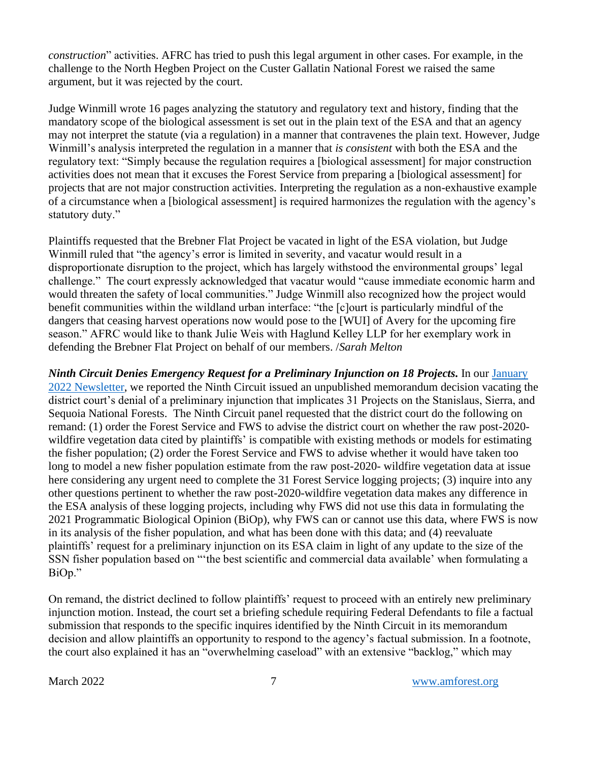*construction*" activities. AFRC has tried to push this legal argument in other cases. For example, in the challenge to the North Hegben Project on the Custer Gallatin National Forest we raised the same argument, but it was rejected by the court.

Judge Winmill wrote 16 pages analyzing the statutory and regulatory text and history, finding that the mandatory scope of the biological assessment is set out in the plain text of the ESA and that an agency may not interpret the statute (via a regulation) in a manner that contravenes the plain text. However, Judge Winmill's analysis interpreted the regulation in a manner that *is consistent* with both the ESA and the regulatory text: "Simply because the regulation requires a [biological assessment] for major construction activities does not mean that it excuses the Forest Service from preparing a [biological assessment] for projects that are not major construction activities. Interpreting the regulation as a non-exhaustive example of a circumstance when a [biological assessment] is required harmonizes the regulation with the agency's statutory duty."

Plaintiffs requested that the Brebner Flat Project be vacated in light of the ESA violation, but Judge Winmill ruled that "the agency's error is limited in severity, and vacatur would result in a disproportionate disruption to the project, which has largely withstood the environmental groups' legal challenge." The court expressly acknowledged that vacatur would "cause immediate economic harm and would threaten the safety of local communities." Judge Winmill also recognized how the project would benefit communities within the wildland urban interface: "the [c]ourt is particularly mindful of the dangers that ceasing harvest operations now would pose to the [WUI] of Avery for the upcoming fire season." AFRC would like to thank Julie Weis with Haglund Kelley LLP for her exemplary work in defending the Brebner Flat Project on behalf of our members. /*Sarah Melton*

***Ninth Circuit Denies Emergency Request for a Preliminary Injunction on 18 Projects.*** In our January 2022 Newsletter, we reported the Ninth Circuit issued an unpublished memorandum decision vacating the district court's denial of a preliminary injunction that implicates 31 Projects on the Stanislaus, Sierra, and Sequoia National Forests. The Ninth Circuit panel requested that the district court do the following on remand: (1) order the Forest Service and FWS to advise the district court on whether the raw post-2020-wildfire vegetation data cited by plaintiffs' is compatible with existing methods or models for estimating the fisher population; (2) order the Forest Service and FWS to advise whether it would have taken too long to model a new fisher population estimate from the raw post-2020- wildfire vegetation data at issue here considering any urgent need to complete the 31 Forest Service logging projects; (3) inquire into any other questions pertinent to whether the raw post-2020-wildfire vegetation data makes any difference in the ESA analysis of these logging projects, including why FWS did not use this data in formulating the 2021 Programmatic Biological Opinion (BiOp), why FWS can or cannot use this data, where FWS is now in its analysis of the fisher population, and what has been done with this data; and (4) reevaluate plaintiffs' request for a preliminary injunction on its ESA claim in light of any update to the size of the SSN fisher population based on "'the best scientific and commercial data available' when formulating a BiOp."

On remand, the district declined to follow plaintiffs' request to proceed with an entirely new preliminary injunction motion. Instead, the court set a briefing schedule requiring Federal Defendants to file a factual submission that responds to the specific inquires identified by the Ninth Circuit in its memorandum decision and allow plaintiffs an opportunity to respond to the agency's factual submission. In a footnote, the court also explained it has an "overwhelming caseload" with an extensive "backlog," which may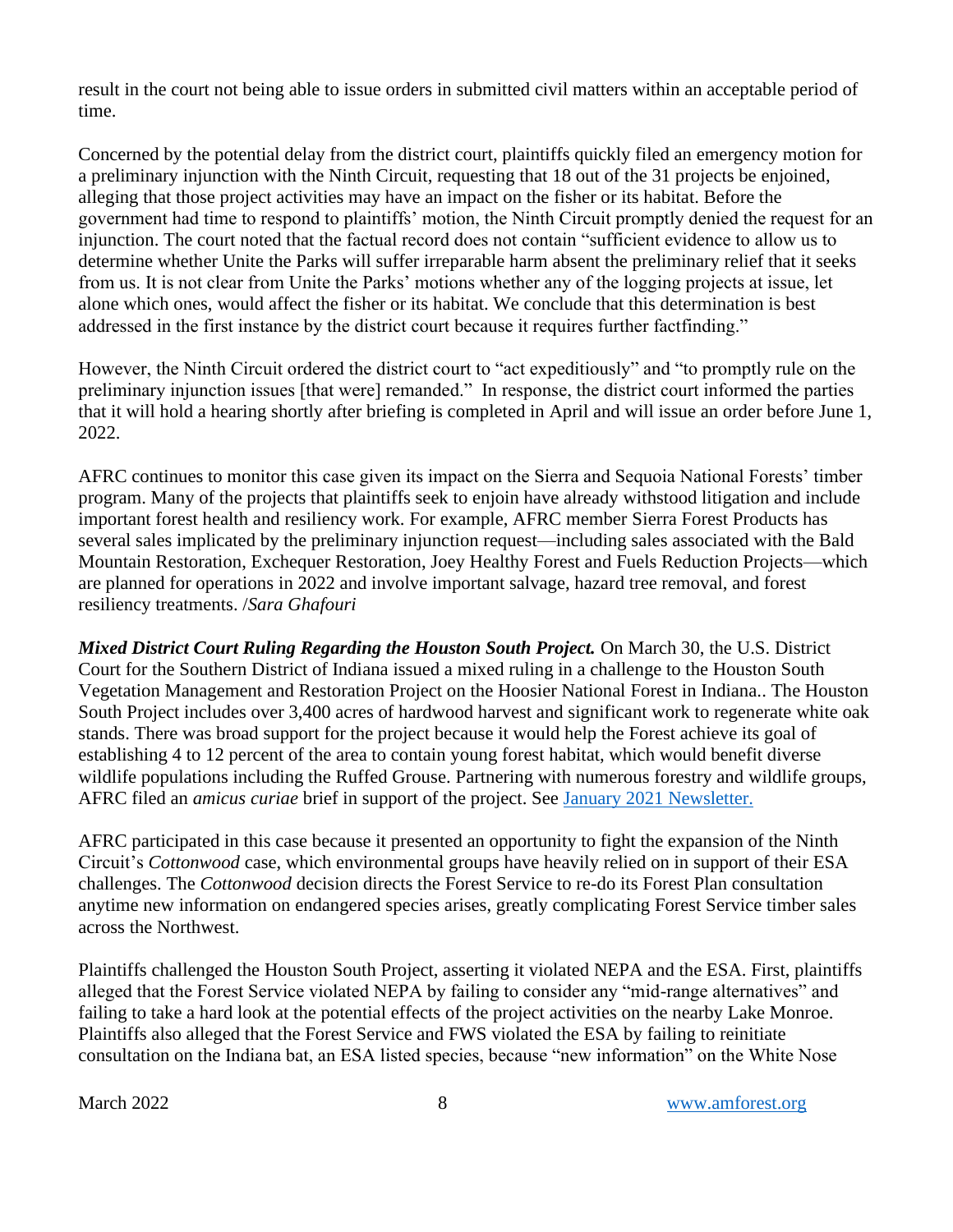result in the court not being able to issue orders in submitted civil matters within an acceptable period of time.

Concerned by the potential delay from the district court, plaintiffs quickly filed an emergency motion for a preliminary injunction with the Ninth Circuit, requesting that 18 out of the 31 projects be enjoined, alleging that those project activities may have an impact on the fisher or its habitat. Before the government had time to respond to plaintiffs' motion, the Ninth Circuit promptly denied the request for an injunction. The court noted that the factual record does not contain "sufficient evidence to allow us to determine whether Unite the Parks will suffer irreparable harm absent the preliminary relief that it seeks from us. It is not clear from Unite the Parks' motions whether any of the logging projects at issue, let alone which ones, would affect the fisher or its habitat. We conclude that this determination is best addressed in the first instance by the district court because it requires further factfinding."

However, the Ninth Circuit ordered the district court to "act expeditiously" and "to promptly rule on the preliminary injunction issues [that were] remanded." In response, the district court informed the parties that it will hold a hearing shortly after briefing is completed in April and will issue an order before June 1, 2022.

AFRC continues to monitor this case given its impact on the Sierra and Sequoia National Forests' timber program. Many of the projects that plaintiffs seek to enjoin have already withstood litigation and include important forest health and resiliency work. For example, AFRC member Sierra Forest Products has several sales implicated by the preliminary injunction request—including sales associated with the Bald Mountain Restoration, Exchequer Restoration, Joey Healthy Forest and Fuels Reduction Projects—which are planned for operations in 2022 and involve important salvage, hazard tree removal, and forest resiliency treatments. /*Sara Ghafouri*

***Mixed District Court Ruling Regarding the Houston South Project.*** On March 30, the U.S. District Court for the Southern District of Indiana issued a mixed ruling in a challenge to the Houston South Vegetation Management and Restoration Project on the Hoosier National Forest in Indiana.. The Houston South Project includes over 3,400 acres of hardwood harvest and significant work to regenerate white oak stands. There was broad support for the project because it would help the Forest achieve its goal of establishing 4 to 12 percent of the area to contain young forest habitat, which would benefit diverse wildlife populations including the Ruffed Grouse. Partnering with numerous forestry and wildlife groups, AFRC filed an *amicus curiae* brief in support of the project. See [January 2021 Newsletter.]()

AFRC participated in this case because it presented an opportunity to fight the expansion of the Ninth Circuit's *Cottonwood* case, which environmental groups have heavily relied on in support of their ESA challenges. The *Cottonwood* decision directs the Forest Service to re-do its Forest Plan consultation anytime new information on endangered species arises, greatly complicating Forest Service timber sales across the Northwest.

Plaintiffs challenged the Houston South Project, asserting it violated NEPA and the ESA. First, plaintiffs alleged that the Forest Service violated NEPA by failing to consider any "mid-range alternatives" and failing to take a hard look at the potential effects of the project activities on the nearby Lake Monroe. Plaintiffs also alleged that the Forest Service and FWS violated the ESA by failing to reinitiate consultation on the Indiana bat, an ESA listed species, because "new information" on the White Nose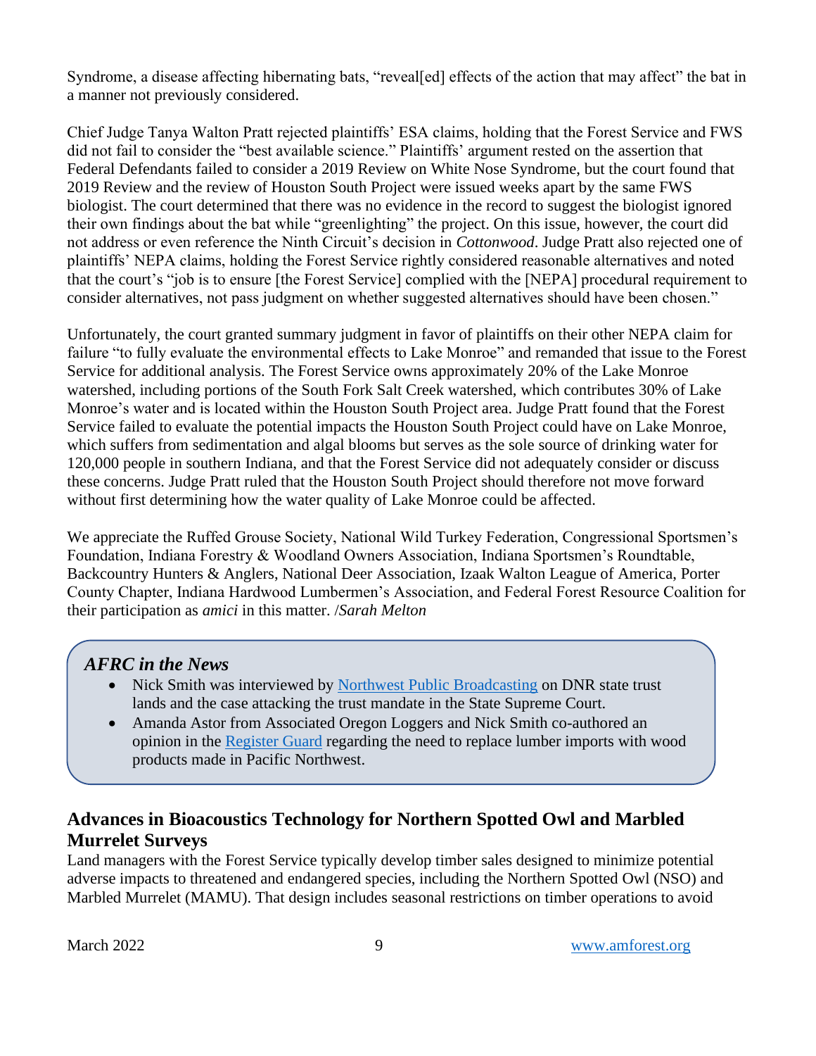Syndrome, a disease affecting hibernating bats, "reveal[ed] effects of the action that may affect" the bat in a manner not previously considered.

Chief Judge Tanya Walton Pratt rejected plaintiffs' ESA claims, holding that the Forest Service and FWS did not fail to consider the "best available science." Plaintiffs' argument rested on the assertion that Federal Defendants failed to consider a 2019 Review on White Nose Syndrome, but the court found that 2019 Review and the review of Houston South Project were issued weeks apart by the same FWS biologist. The court determined that there was no evidence in the record to suggest the biologist ignored their own findings about the bat while "greenlighting" the project. On this issue, however, the court did not address or even reference the Ninth Circuit's decision in *Cottonwood*. Judge Pratt also rejected one of plaintiffs' NEPA claims, holding the Forest Service rightly considered reasonable alternatives and noted that the court's "job is to ensure [the Forest Service] complied with the [NEPA] procedural requirement to consider alternatives, not pass judgment on whether suggested alternatives should have been chosen."

Unfortunately, the court granted summary judgment in favor of plaintiffs on their other NEPA claim for failure "to fully evaluate the environmental effects to Lake Monroe" and remanded that issue to the Forest Service for additional analysis. The Forest Service owns approximately 20% of the Lake Monroe watershed, including portions of the South Fork Salt Creek watershed, which contributes 30% of Lake Monroe's water and is located within the Houston South Project area. Judge Pratt found that the Forest Service failed to evaluate the potential impacts the Houston South Project could have on Lake Monroe, which suffers from sedimentation and algal blooms but serves as the sole source of drinking water for 120,000 people in southern Indiana, and that the Forest Service did not adequately consider or discuss these concerns. Judge Pratt ruled that the Houston South Project should therefore not move forward without first determining how the water quality of Lake Monroe could be affected.

We appreciate the Ruffed Grouse Society, National Wild Turkey Federation, Congressional Sportsmen's Foundation, Indiana Forestry & Woodland Owners Association, Indiana Sportsmen's Roundtable, Backcountry Hunters & Anglers, National Deer Association, Izaak Walton League of America, Porter County Chapter, Indiana Hardwood Lumbermen's Association, and Federal Forest Resource Coalition for their participation as *amici* in this matter. /*Sarah Melton*

> ***AFRC in the News***
>
> - Nick Smith was interviewed by Northwest Public Broadcasting on DNR state trust lands and the case attacking the trust mandate in the State Supreme Court.
> - Amanda Astor from Associated Oregon Loggers and Nick Smith co-authored an opinion in the Register Guard regarding the need to replace lumber imports with wood products made in Pacific Northwest.

## Advances in Bioacoustics Technology for Northern Spotted Owl and Marbled Murrelet Surveys

Land managers with the Forest Service typically develop timber sales designed to minimize potential adverse impacts to threatened and endangered species, including the Northern Spotted Owl (NSO) and Marbled Murrelet (MAMU). That design includes seasonal restrictions on timber operations to avoid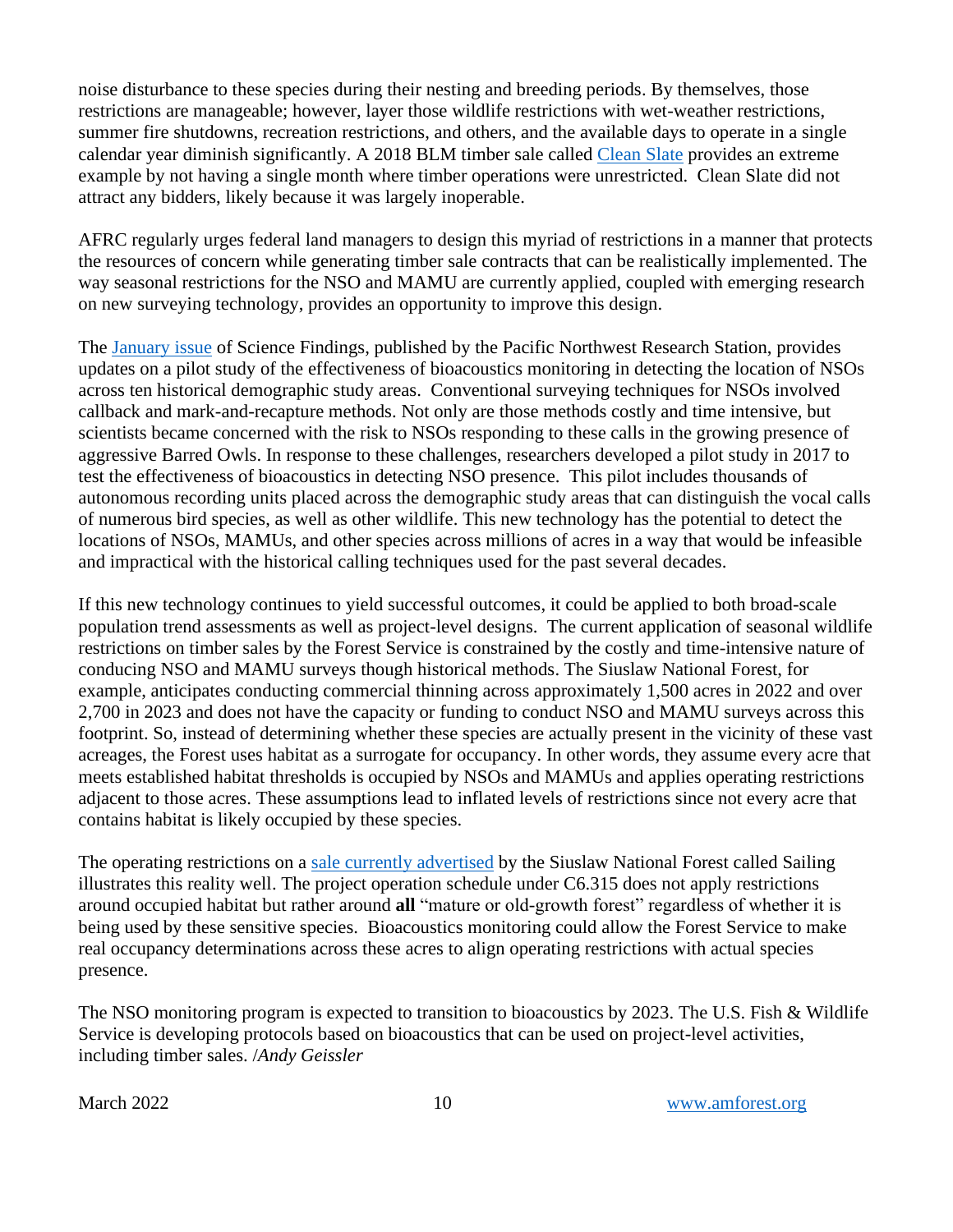noise disturbance to these species during their nesting and breeding periods. By themselves, those restrictions are manageable; however, layer those wildlife restrictions with wet-weather restrictions, summer fire shutdowns, recreation restrictions, and others, and the available days to operate in a single calendar year diminish significantly. A 2018 BLM timber sale called Clean Slate provides an extreme example by not having a single month where timber operations were unrestricted. Clean Slate did not attract any bidders, likely because it was largely inoperable.

AFRC regularly urges federal land managers to design this myriad of restrictions in a manner that protects the resources of concern while generating timber sale contracts that can be realistically implemented. The way seasonal restrictions for the NSO and MAMU are currently applied, coupled with emerging research on new surveying technology, provides an opportunity to improve this design.

The January issue of Science Findings, published by the Pacific Northwest Research Station, provides updates on a pilot study of the effectiveness of bioacoustics monitoring in detecting the location of NSOs across ten historical demographic study areas. Conventional surveying techniques for NSOs involved callback and mark-and-recapture methods. Not only are those methods costly and time intensive, but scientists became concerned with the risk to NSOs responding to these calls in the growing presence of aggressive Barred Owls. In response to these challenges, researchers developed a pilot study in 2017 to test the effectiveness of bioacoustics in detecting NSO presence. This pilot includes thousands of autonomous recording units placed across the demographic study areas that can distinguish the vocal calls of numerous bird species, as well as other wildlife. This new technology has the potential to detect the locations of NSOs, MAMUs, and other species across millions of acres in a way that would be infeasible and impractical with the historical calling techniques used for the past several decades.

If this new technology continues to yield successful outcomes, it could be applied to both broad-scale population trend assessments as well as project-level designs. The current application of seasonal wildlife restrictions on timber sales by the Forest Service is constrained by the costly and time-intensive nature of conducing NSO and MAMU surveys though historical methods. The Siuslaw National Forest, for example, anticipates conducting commercial thinning across approximately 1,500 acres in 2022 and over 2,700 in 2023 and does not have the capacity or funding to conduct NSO and MAMU surveys across this footprint. So, instead of determining whether these species are actually present in the vicinity of these vast acreages, the Forest uses habitat as a surrogate for occupancy. In other words, they assume every acre that meets established habitat thresholds is occupied by NSOs and MAMUs and applies operating restrictions adjacent to those acres. These assumptions lead to inflated levels of restrictions since not every acre that contains habitat is likely occupied by these species.

The operating restrictions on a sale currently advertised by the Siuslaw National Forest called Sailing illustrates this reality well. The project operation schedule under C6.315 does not apply restrictions around occupied habitat but rather around **all** "mature or old-growth forest" regardless of whether it is being used by these sensitive species. Bioacoustics monitoring could allow the Forest Service to make real occupancy determinations across these acres to align operating restrictions with actual species presence.

The NSO monitoring program is expected to transition to bioacoustics by 2023. The U.S. Fish & Wildlife Service is developing protocols based on bioacoustics that can be used on project-level activities, including timber sales. /*Andy Geissler*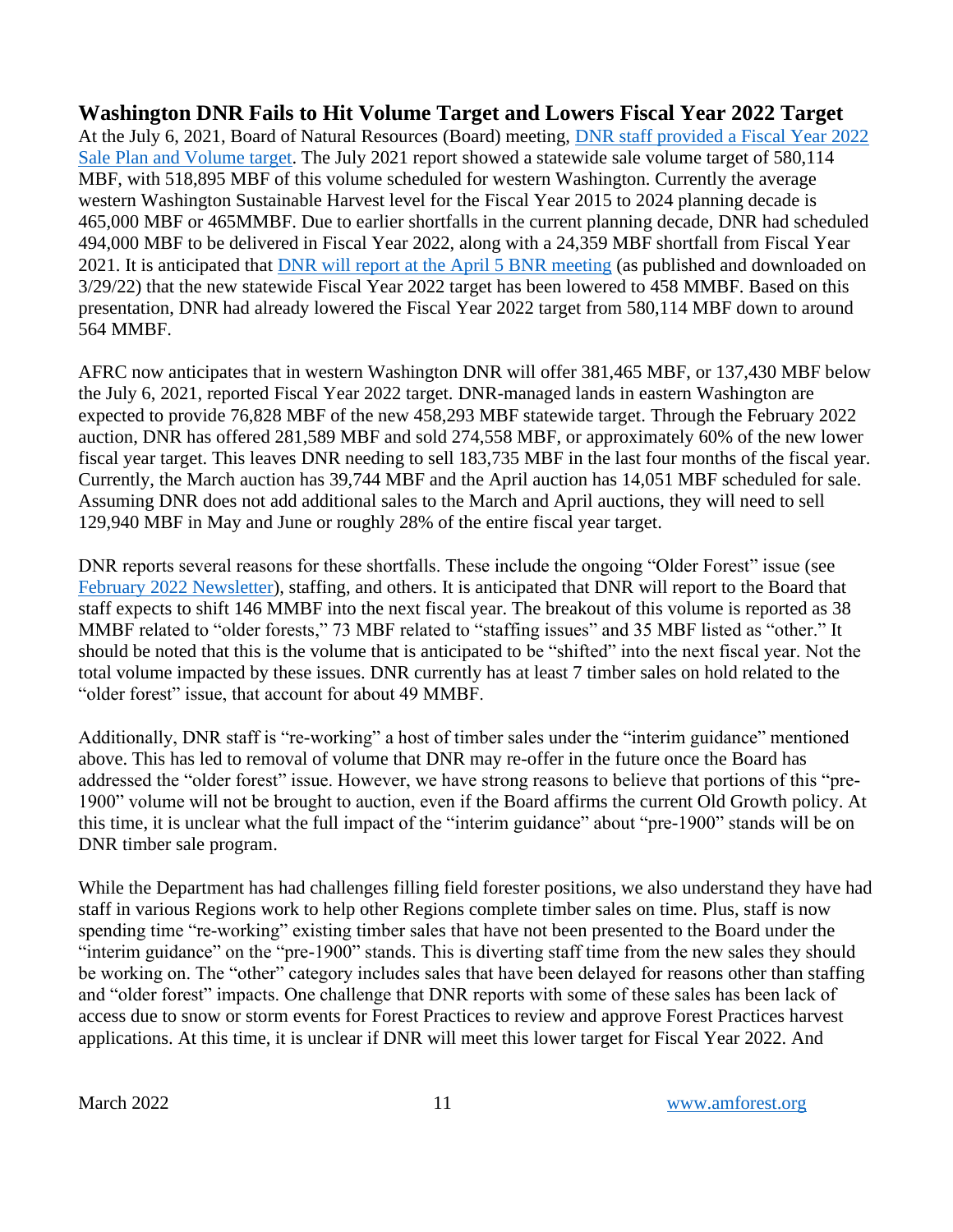## Washington DNR Fails to Hit Volume Target and Lowers Fiscal Year 2022 Target

At the July 6, 2021, Board of Natural Resources (Board) meeting, DNR staff provided a Fiscal Year 2022 Sale Plan and Volume target. The July 2021 report showed a statewide sale volume target of 580,114 MBF, with 518,895 MBF of this volume scheduled for western Washington. Currently the average western Washington Sustainable Harvest level for the Fiscal Year 2015 to 2024 planning decade is 465,000 MBF or 465MMBF. Due to earlier shortfalls in the current planning decade, DNR had scheduled 494,000 MBF to be delivered in Fiscal Year 2022, along with a 24,359 MBF shortfall from Fiscal Year 2021. It is anticipated that DNR will report at the April 5 BNR meeting (as published and downloaded on 3/29/22) that the new statewide Fiscal Year 2022 target has been lowered to 458 MMBF. Based on this presentation, DNR had already lowered the Fiscal Year 2022 target from 580,114 MBF down to around 564 MMBF.

AFRC now anticipates that in western Washington DNR will offer 381,465 MBF, or 137,430 MBF below the July 6, 2021, reported Fiscal Year 2022 target. DNR-managed lands in eastern Washington are expected to provide 76,828 MBF of the new 458,293 MBF statewide target. Through the February 2022 auction, DNR has offered 281,589 MBF and sold 274,558 MBF, or approximately 60% of the new lower fiscal year target. This leaves DNR needing to sell 183,735 MBF in the last four months of the fiscal year. Currently, the March auction has 39,744 MBF and the April auction has 14,051 MBF scheduled for sale. Assuming DNR does not add additional sales to the March and April auctions, they will need to sell 129,940 MBF in May and June or roughly 28% of the entire fiscal year target.

DNR reports several reasons for these shortfalls. These include the ongoing "Older Forest" issue (see February 2022 Newsletter), staffing, and others. It is anticipated that DNR will report to the Board that staff expects to shift 146 MMBF into the next fiscal year. The breakout of this volume is reported as 38 MMBF related to "older forests," 73 MBF related to "staffing issues" and 35 MBF listed as "other." It should be noted that this is the volume that is anticipated to be "shifted" into the next fiscal year. Not the total volume impacted by these issues. DNR currently has at least 7 timber sales on hold related to the "older forest" issue, that account for about 49 MMBF.

Additionally, DNR staff is "re-working" a host of timber sales under the "interim guidance" mentioned above. This has led to removal of volume that DNR may re-offer in the future once the Board has addressed the "older forest" issue. However, we have strong reasons to believe that portions of this "pre-1900" volume will not be brought to auction, even if the Board affirms the current Old Growth policy. At this time, it is unclear what the full impact of the "interim guidance" about "pre-1900" stands will be on DNR timber sale program.

While the Department has had challenges filling field forester positions, we also understand they have had staff in various Regions work to help other Regions complete timber sales on time. Plus, staff is now spending time "re-working" existing timber sales that have not been presented to the Board under the "interim guidance" on the "pre-1900" stands. This is diverting staff time from the new sales they should be working on. The "other" category includes sales that have been delayed for reasons other than staffing and "older forest" impacts. One challenge that DNR reports with some of these sales has been lack of access due to snow or storm events for Forest Practices to review and approve Forest Practices harvest applications. At this time, it is unclear if DNR will meet this lower target for Fiscal Year 2022. And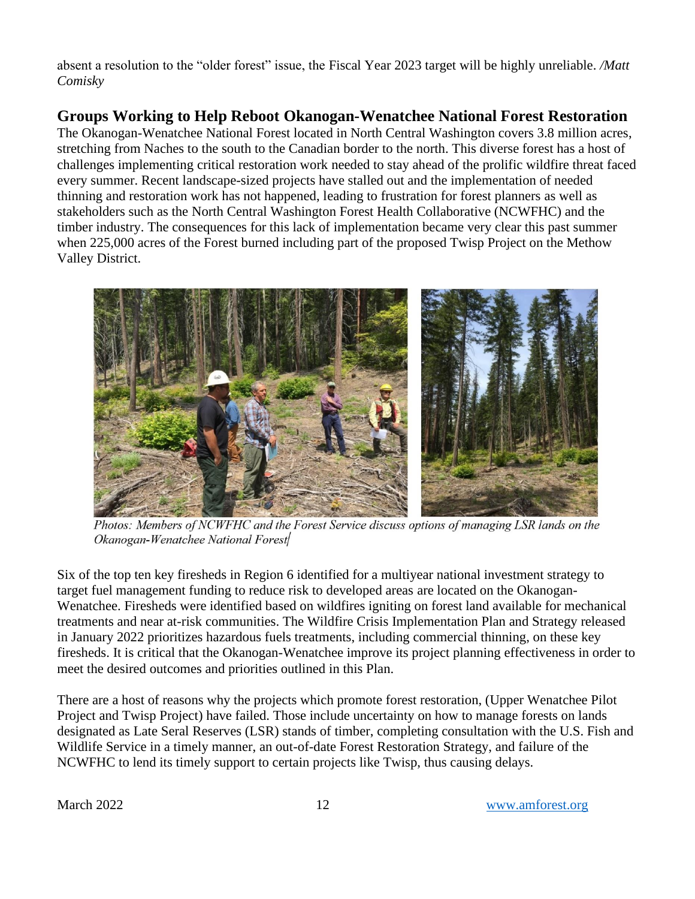absent a resolution to the "older forest" issue, the Fiscal Year 2023 target will be highly unreliable. */Matt Comisky*

## Groups Working to Help Reboot Okanogan-Wenatchee National Forest Restoration

The Okanogan-Wenatchee National Forest located in North Central Washington covers 3.8 million acres, stretching from Naches to the south to the Canadian border to the north. This diverse forest has a host of challenges implementing critical restoration work needed to stay ahead of the prolific wildfire threat faced every summer. Recent landscape-sized projects have stalled out and the implementation of needed thinning and restoration work has not happened, leading to frustration for forest planners as well as stakeholders such as the North Central Washington Forest Health Collaborative (NCWFHC) and the timber industry. The consequences for this lack of implementation became very clear this past summer when 225,000 acres of the Forest burned including part of the proposed Twisp Project on the Methow Valley District.

*Photos: Members of NCWFHC and the Forest Service discuss options of managing LSR lands on the Okanogan-Wenatchee National Forest*

Six of the top ten key firesheds in Region 6 identified for a multiyear national investment strategy to target fuel management funding to reduce risk to developed areas are located on the Okanogan-Wenatchee. Firesheds were identified based on wildfires igniting on forest land available for mechanical treatments and near at-risk communities. The Wildfire Crisis Implementation Plan and Strategy released in January 2022 prioritizes hazardous fuels treatments, including commercial thinning, on these key firesheds. It is critical that the Okanogan-Wenatchee improve its project planning effectiveness in order to meet the desired outcomes and priorities outlined in this Plan.

There are a host of reasons why the projects which promote forest restoration, (Upper Wenatchee Pilot Project and Twisp Project) have failed. Those include uncertainty on how to manage forests on lands designated as Late Seral Reserves (LSR) stands of timber, completing consultation with the U.S. Fish and Wildlife Service in a timely manner, an out-of-date Forest Restoration Strategy, and failure of the NCWFHC to lend its timely support to certain projects like Twisp, thus causing delays.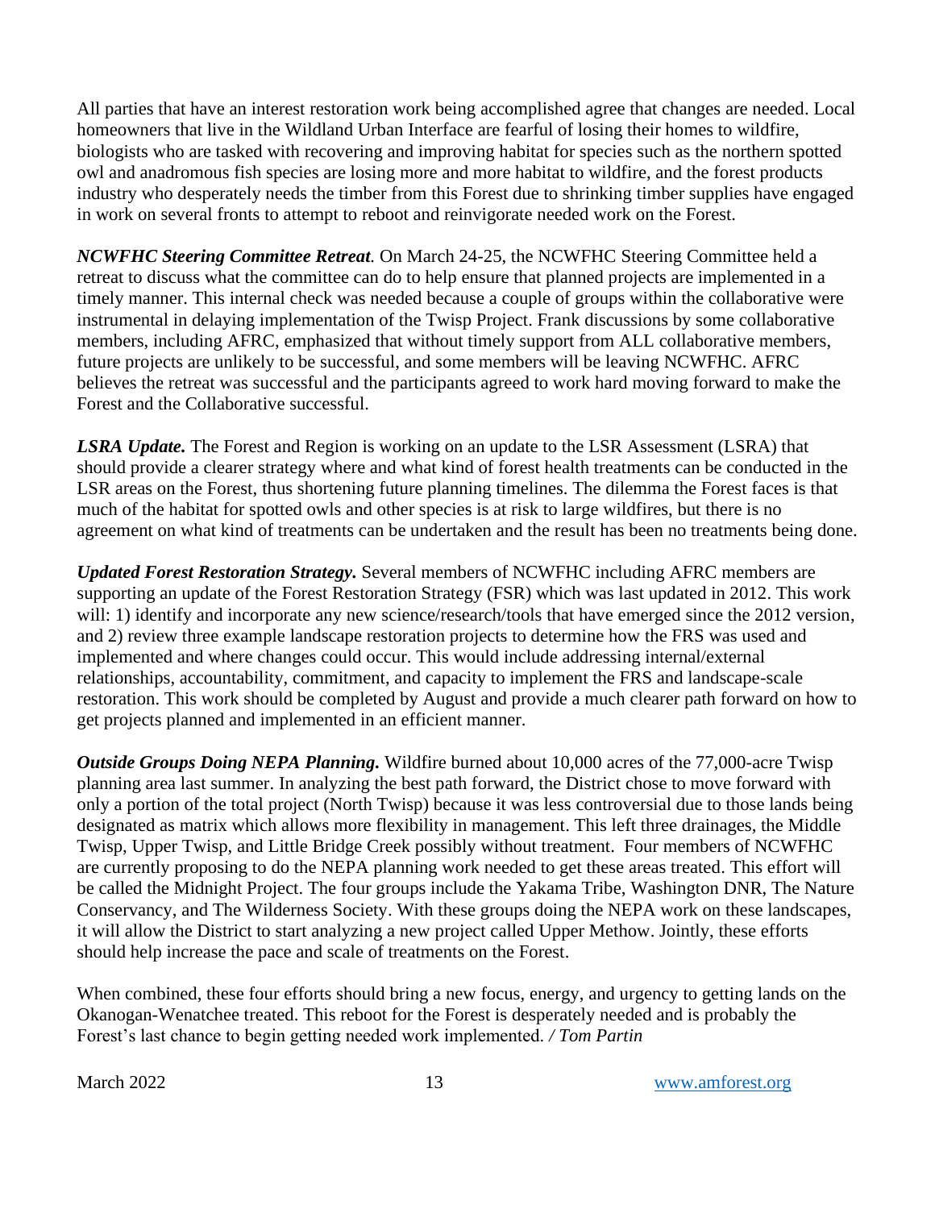All parties that have an interest restoration work being accomplished agree that changes are needed. Local homeowners that live in the Wildland Urban Interface are fearful of losing their homes to wildfire, biologists who are tasked with recovering and improving habitat for species such as the northern spotted owl and anadromous fish species are losing more and more habitat to wildfire, and the forest products industry who desperately needs the timber from this Forest due to shrinking timber supplies have engaged in work on several fronts to attempt to reboot and reinvigorate needed work on the Forest.

***NCWFHC Steering Committee Retreat****.* On March 24-25, the NCWFHC Steering Committee held a retreat to discuss what the committee can do to help ensure that planned projects are implemented in a timely manner. This internal check was needed because a couple of groups within the collaborative were instrumental in delaying implementation of the Twisp Project. Frank discussions by some collaborative members, including AFRC, emphasized that without timely support from ALL collaborative members, future projects are unlikely to be successful, and some members will be leaving NCWFHC. AFRC believes the retreat was successful and the participants agreed to work hard moving forward to make the Forest and the Collaborative successful.

***LSRA Update.*** The Forest and Region is working on an update to the LSR Assessment (LSRA) that should provide a clearer strategy where and what kind of forest health treatments can be conducted in the LSR areas on the Forest, thus shortening future planning timelines. The dilemma the Forest faces is that much of the habitat for spotted owls and other species is at risk to large wildfires, but there is no agreement on what kind of treatments can be undertaken and the result has been no treatments being done.

***Updated Forest Restoration Strategy.*** Several members of NCWFHC including AFRC members are supporting an update of the Forest Restoration Strategy (FSR) which was last updated in 2012. This work will: 1) identify and incorporate any new science/research/tools that have emerged since the 2012 version, and 2) review three example landscape restoration projects to determine how the FRS was used and implemented and where changes could occur. This would include addressing internal/external relationships, accountability, commitment, and capacity to implement the FRS and landscape-scale restoration. This work should be completed by August and provide a much clearer path forward on how to get projects planned and implemented in an efficient manner.

***Outside Groups Doing NEPA Planning.*** Wildfire burned about 10,000 acres of the 77,000-acre Twisp planning area last summer. In analyzing the best path forward, the District chose to move forward with only a portion of the total project (North Twisp) because it was less controversial due to those lands being designated as matrix which allows more flexibility in management. This left three drainages, the Middle Twisp, Upper Twisp, and Little Bridge Creek possibly without treatment. Four members of NCWFHC are currently proposing to do the NEPA planning work needed to get these areas treated. This effort will be called the Midnight Project. The four groups include the Yakama Tribe, Washington DNR, The Nature Conservancy, and The Wilderness Society. With these groups doing the NEPA work on these landscapes, it will allow the District to start analyzing a new project called Upper Methow. Jointly, these efforts should help increase the pace and scale of treatments on the Forest.

When combined, these four efforts should bring a new focus, energy, and urgency to getting lands on the Okanogan-Wenatchee treated. This reboot for the Forest is desperately needed and is probably the Forest's last chance to begin getting needed work implemented. */ Tom Partin*